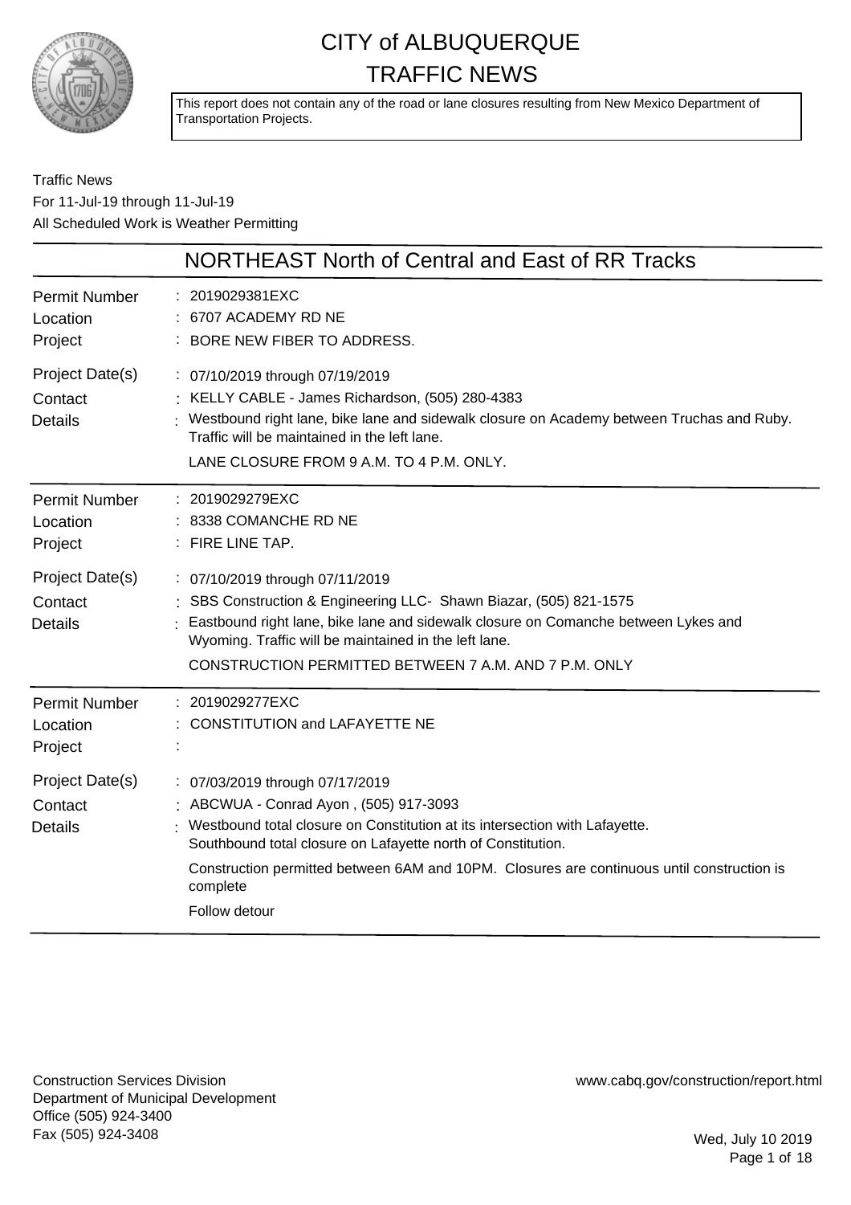# CITY of ALBUQUERQUE TRAFFIC NEWS

This report does not contain any of the road or lane closures resulting from New Mexico Department of Transportation Projects.

Traffic News
For 11-Jul-19 through 11-Jul-19
All Scheduled Work is Weather Permitting

## NORTHEAST North of Central and East of RR Tracks

| | |
|---|---|
| Permit Number | 2019029381EXC |
| Location | 6707 ACADEMY RD NE |
| Project | BORE NEW FIBER TO ADDRESS. |
| Project Date(s) | 07/10/2019 through 07/19/2019 |
| Contact | KELLY CABLE - James Richardson, (505) 280-4383 |
| Details | Westbound right lane, bike lane and sidewalk closure on Academy between Truchas and Ruby. Traffic will be maintained in the left lane.<br>LANE CLOSURE FROM 9 A.M. TO 4 P.M. ONLY. |

| | |
|---|---|
| Permit Number | 2019029279EXC |
| Location | 8338 COMANCHE RD NE |
| Project | FIRE LINE TAP. |
| Project Date(s) | 07/10/2019 through 07/11/2019 |
| Contact | SBS Construction & Engineering LLC- Shawn Biazar, (505) 821-1575 |
| Details | Eastbound right lane, bike lane and sidewalk closure on Comanche between Lykes and Wyoming. Traffic will be maintained in the left lane.<br>CONSTRUCTION PERMITTED BETWEEN 7 A.M. AND 7 P.M. ONLY |

| | |
|---|---|
| Permit Number | 2019029277EXC |
| Location | CONSTITUTION and LAFAYETTE NE |
| Project | |
| Project Date(s) | 07/03/2019 through 07/17/2019 |
| Contact | ABCWUA - Conrad Ayon , (505) 917-3093 |
| Details | Westbound total closure on Constitution at its intersection with Lafayette. Southbound total closure on Lafayette north of Constitution.<br>Construction permitted between 6AM and 10PM. Closures are continuous until construction is complete<br>Follow detour |

Construction Services Division
Department of Municipal Development
Office (505) 924-3400
Fax (505) 924-3408

www.cabq.gov/construction/report.html

Wed, July 10 2019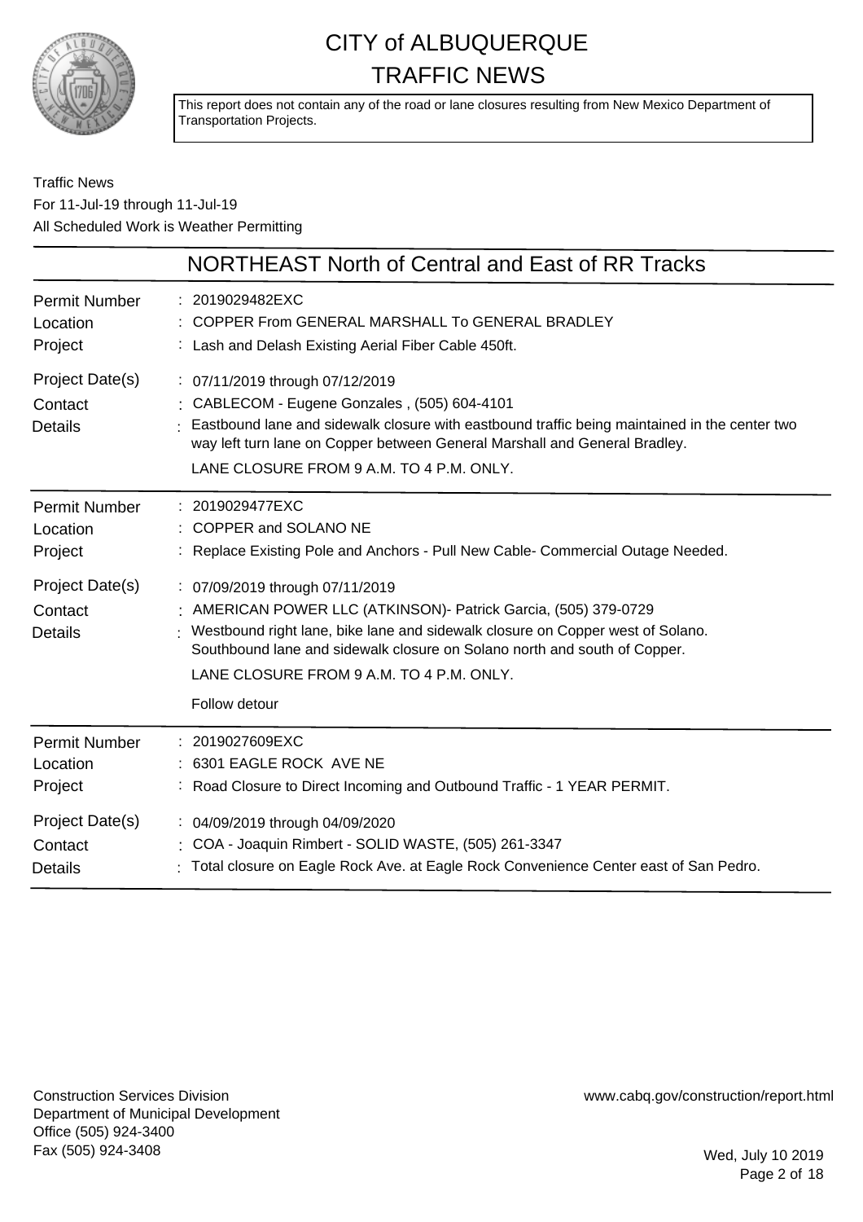# CITY of ALBUQUERQUE TRAFFIC NEWS

This report does not contain any of the road or lane closures resulting from New Mexico Department of Transportation Projects.

Traffic News
For 11-Jul-19 through 11-Jul-19
All Scheduled Work is Weather Permitting

## NORTHEAST North of Central and East of RR Tracks

| | |
|---|---|
| Permit Number | 2019029482EXC |
| Location | COPPER From GENERAL MARSHALL To GENERAL BRADLEY |
| Project | Lash and Delash Existing Aerial Fiber Cable 450ft. |
| Project Date(s) | 07/11/2019 through 07/12/2019 |
| Contact | CABLECOM - Eugene Gonzales , (505) 604-4101 |
| Details | Eastbound lane and sidewalk closure with eastbound traffic being maintained in the center two way left turn lane on Copper between General Marshall and General Bradley. LANE CLOSURE FROM 9 A.M. TO 4 P.M. ONLY. |

| | |
|---|---|
| Permit Number | 2019029477EXC |
| Location | COPPER and SOLANO NE |
| Project | Replace Existing Pole and Anchors - Pull New Cable- Commercial Outage Needed. |
| Project Date(s) | 07/09/2019 through 07/11/2019 |
| Contact | AMERICAN POWER LLC (ATKINSON)- Patrick Garcia, (505) 379-0729 |
| Details | Westbound right lane, bike lane and sidewalk closure on Copper west of Solano. Southbound lane and sidewalk closure on Solano north and south of Copper. LANE CLOSURE FROM 9 A.M. TO 4 P.M. ONLY. Follow detour |

| | |
|---|---|
| Permit Number | 2019027609EXC |
| Location | 6301 EAGLE ROCK AVE NE |
| Project | Road Closure to Direct Incoming and Outbound Traffic - 1 YEAR PERMIT. |
| Project Date(s) | 04/09/2019 through 04/09/2020 |
| Contact | COA - Joaquin Rimbert - SOLID WASTE, (505) 261-3347 |
| Details | Total closure on Eagle Rock Ave. at Eagle Rock Convenience Center east of San Pedro. |

Construction Services Division
Department of Municipal Development
Office (505) 924-3400
Fax (505) 924-3408

www.cabq.gov/construction/report.html

Wed, July 10 2019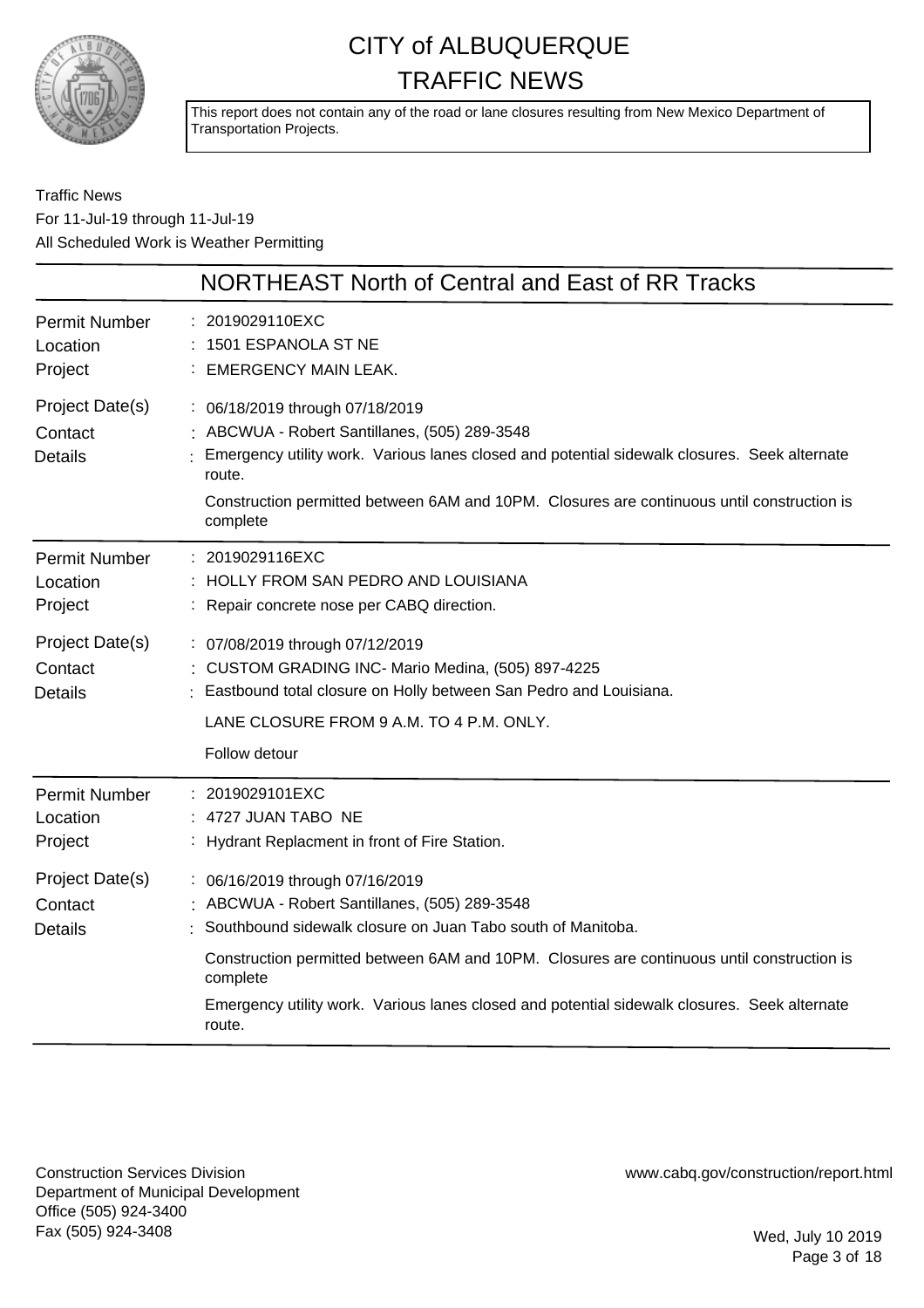# CITY of ALBUQUERQUE
# TRAFFIC NEWS

This report does not contain any of the road or lane closures resulting from New Mexico Department of Transportation Projects.

Traffic News
For 11-Jul-19 through 11-Jul-19
All Scheduled Work is Weather Permitting

## NORTHEAST North of Central and East of RR Tracks

| | |
|---|---|
| Permit Number | : 2019029110EXC |
| Location | : 1501 ESPANOLA ST NE |
| Project | : EMERGENCY MAIN LEAK. |
| Project Date(s) | : 06/18/2019 through 07/18/2019 |
| Contact | : ABCWUA - Robert Santillanes, (505) 289-3548 |
| Details | : Emergency utility work. Various lanes closed and potential sidewalk closures. Seek alternate route.<br>Construction permitted between 6AM and 10PM. Closures are continuous until construction is complete |

| | |
|---|---|
| Permit Number | : 2019029116EXC |
| Location | : HOLLY FROM SAN PEDRO AND LOUISIANA |
| Project | : Repair concrete nose per CABQ direction. |
| Project Date(s) | : 07/08/2019 through 07/12/2019 |
| Contact | : CUSTOM GRADING INC- Mario Medina, (505) 897-4225 |
| Details | : Eastbound total closure on Holly between San Pedro and Louisiana.<br>LANE CLOSURE FROM 9 A.M. TO 4 P.M. ONLY.<br>Follow detour |

| | |
|---|---|
| Permit Number | : 2019029101EXC |
| Location | : 4727 JUAN TABO NE |
| Project | : Hydrant Replacment in front of Fire Station. |
| Project Date(s) | : 06/16/2019 through 07/16/2019 |
| Contact | : ABCWUA - Robert Santillanes, (505) 289-3548 |
| Details | : Southbound sidewalk closure on Juan Tabo south of Manitoba.<br>Construction permitted between 6AM and 10PM. Closures are continuous until construction is complete<br>Emergency utility work. Various lanes closed and potential sidewalk closures. Seek alternate route. |

Construction Services Division
Department of Municipal Development
Office (505) 924-3400
Fax (505) 924-3408

www.cabq.gov/construction/report.html

Wed, July 10 2019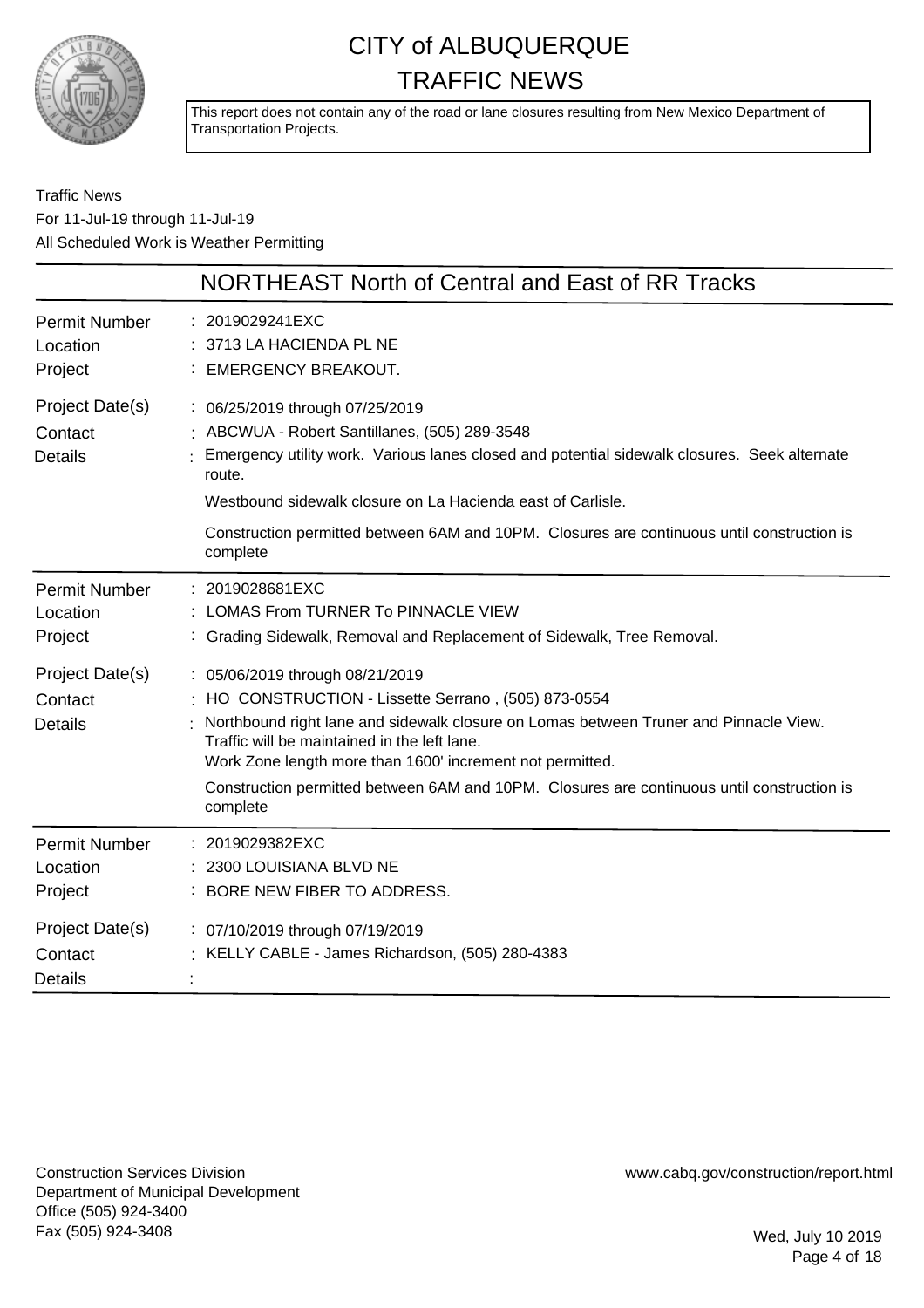# CITY of ALBUQUERQUE
## TRAFFIC NEWS

This report does not contain any of the road or lane closures resulting from New Mexico Department of Transportation Projects.

Traffic News
For 11-Jul-19 through 11-Jul-19
All Scheduled Work is Weather Permitting

## NORTHEAST North of Central and East of RR Tracks

| | |
|---|---|
| Permit Number | : 2019029241EXC |
| Location | : 3713 LA HACIENDA PL NE |
| Project | : EMERGENCY BREAKOUT. |
| Project Date(s) | : 06/25/2019 through 07/25/2019 |
| Contact | : ABCWUA - Robert Santillanes, (505) 289-3548 |
| Details | : Emergency utility work. Various lanes closed and potential sidewalk closures. Seek alternate route.<br>Westbound sidewalk closure on La Hacienda east of Carlisle.<br>Construction permitted between 6AM and 10PM. Closures are continuous until construction is complete |

| | |
|---|---|
| Permit Number | : 2019028681EXC |
| Location | : LOMAS From TURNER To PINNACLE VIEW |
| Project | : Grading Sidewalk, Removal and Replacement of Sidewalk, Tree Removal. |
| Project Date(s) | : 05/06/2019 through 08/21/2019 |
| Contact | : HO CONSTRUCTION - Lissette Serrano , (505) 873-0554 |
| Details | : Northbound right lane and sidewalk closure on Lomas between Truner and Pinnacle View.<br>Traffic will be maintained in the left lane.<br>Work Zone length more than 1600' increment not permitted.<br>Construction permitted between 6AM and 10PM. Closures are continuous until construction is complete |

| | |
|---|---|
| Permit Number | : 2019029382EXC |
| Location | : 2300 LOUISIANA BLVD NE |
| Project | : BORE NEW FIBER TO ADDRESS. |
| Project Date(s) | : 07/10/2019 through 07/19/2019 |
| Contact | : KELLY CABLE - James Richardson, (505) 280-4383 |
| Details | : |

Construction Services Division
Department of Municipal Development
Office (505) 924-3400
Fax (505) 924-3408

www.cabq.gov/construction/report.html

Wed, July 10 2019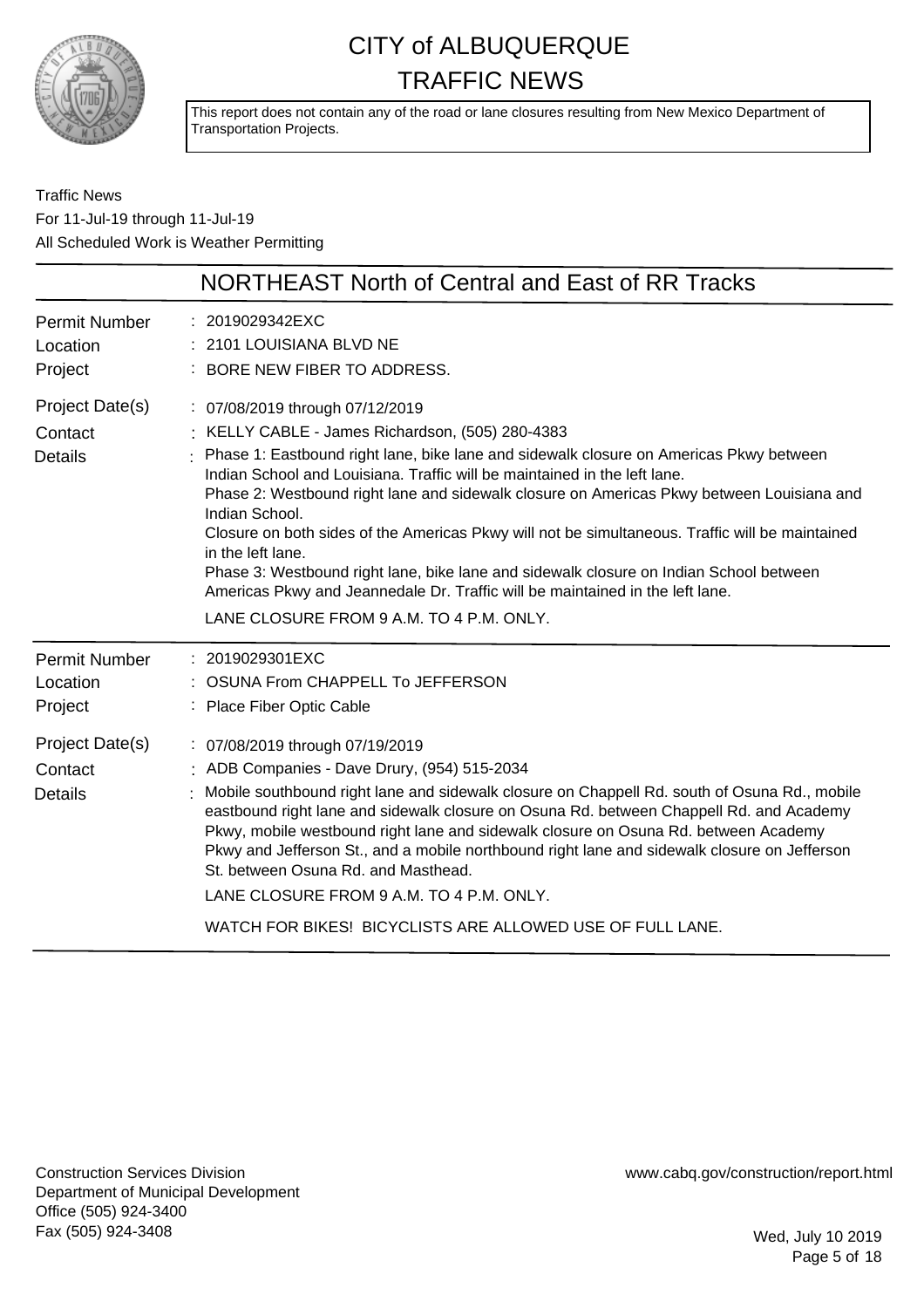# CITY of ALBUQUERQUE TRAFFIC NEWS

This report does not contain any of the road or lane closures resulting from New Mexico Department of Transportation Projects.

Traffic News
For 11-Jul-19 through 11-Jul-19
All Scheduled Work is Weather Permitting

## NORTHEAST North of Central and East of RR Tracks

**Permit Number** : 2019029342EXC
**Location** : 2101 LOUISIANA BLVD NE
**Project** : BORE NEW FIBER TO ADDRESS.
**Project Date(s)** : 07/08/2019 through 07/12/2019
**Contact** : KELLY CABLE - James Richardson, (505) 280-4383
**Details** : Phase 1: Eastbound right lane, bike lane and sidewalk closure on Americas Pkwy between Indian School and Louisiana. Traffic will be maintained in the left lane.
Phase 2: Westbound right lane and sidewalk closure on Americas Pkwy between Louisiana and Indian School.
Closure on both sides of the Americas Pkwy will not be simultaneous. Traffic will be maintained in the left lane.
Phase 3: Westbound right lane, bike lane and sidewalk closure on Indian School between Americas Pkwy and Jeannedale Dr. Traffic will be maintained in the left lane.

LANE CLOSURE FROM 9 A.M. TO 4 P.M. ONLY.

---

**Permit Number** : 2019029301EXC
**Location** : OSUNA From CHAPPELL To JEFFERSON
**Project** : Place Fiber Optic Cable
**Project Date(s)** : 07/08/2019 through 07/19/2019
**Contact** : ADB Companies - Dave Drury, (954) 515-2034
**Details** : Mobile southbound right lane and sidewalk closure on Chappell Rd. south of Osuna Rd., mobile eastbound right lane and sidewalk closure on Osuna Rd. between Chappell Rd. and Academy Pkwy, mobile westbound right lane and sidewalk closure on Osuna Rd. between Academy Pkwy and Jefferson St., and a mobile northbound right lane and sidewalk closure on Jefferson St. between Osuna Rd. and Masthead.

LANE CLOSURE FROM 9 A.M. TO 4 P.M. ONLY.

WATCH FOR BIKES! BICYCLISTS ARE ALLOWED USE OF FULL LANE.

---

Construction Services Division
Department of Municipal Development
Office (505) 924-3400
Fax (505) 924-3408

www.cabq.gov/construction/report.html

Wed, July 10 2019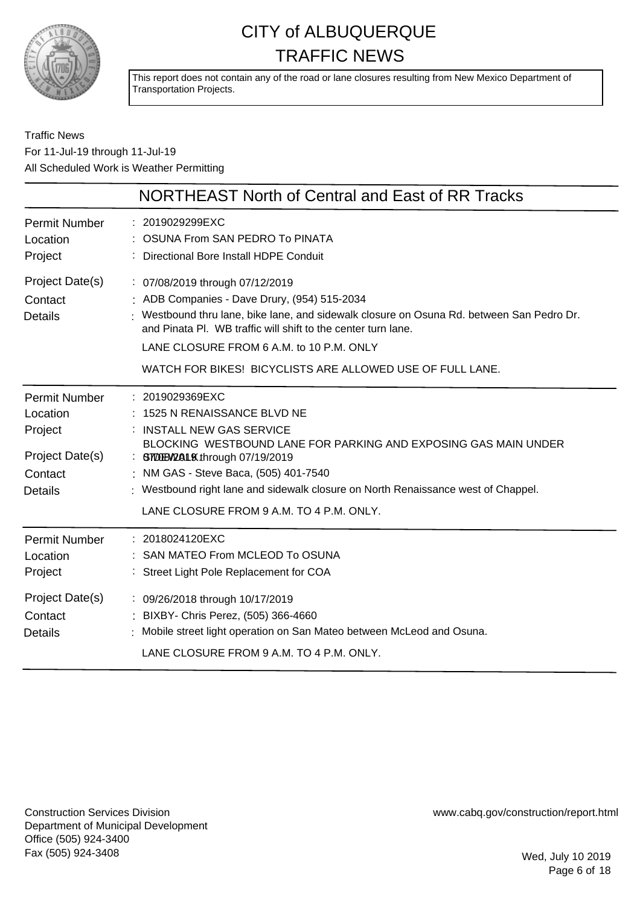# CITY of ALBUQUERQUE TRAFFIC NEWS

This report does not contain any of the road or lane closures resulting from New Mexico Department of Transportation Projects.

Traffic News
For 11-Jul-19 through 11-Jul-19
All Scheduled Work is Weather Permitting

## NORTHEAST North of Central and East of RR Tracks

| | |
|---|---|
| Permit Number | 2019029299EXC |
| Location | OSUNA From SAN PEDRO To PINATA |
| Project | Directional Bore Install HDPE Conduit |
| Project Date(s) | 07/08/2019 through 07/12/2019 |
| Contact | ADB Companies - Dave Drury, (954) 515-2034 |
| Details | Westbound thru lane, bike lane, and sidewalk closure on Osuna Rd. between San Pedro Dr. and Pinata Pl. WB traffic will shift to the center turn lane.<br>LANE CLOSURE FROM 6 A.M. to 10 P.M. ONLY<br>WATCH FOR BIKES! BICYCLISTS ARE ALLOWED USE OF FULL LANE. |

| | |
|---|---|
| Permit Number | 2019029369EXC |
| Location | 1525 N RENAISSANCE BLVD NE |
| Project | INSTALL NEW GAS SERVICE<br>BLOCKING WESTBOUND LANE FOR PARKING AND EXPOSING GAS MAIN UNDER STREET |
| Project Date(s) | 07/09/2019 through 07/19/2019 |
| Contact | NM GAS - Steve Baca, (505) 401-7540 |
| Details | Westbound right lane and sidewalk closure on North Renaissance west of Chappel.<br>LANE CLOSURE FROM 9 A.M. TO 4 P.M. ONLY. |

| | |
|---|---|
| Permit Number | 2018024120EXC |
| Location | SAN MATEO From MCLEOD To OSUNA |
| Project | Street Light Pole Replacement for COA |
| Project Date(s) | 09/26/2018 through 10/17/2019 |
| Contact | BIXBY- Chris Perez, (505) 366-4660 |
| Details | Mobile street light operation on San Mateo between McLeod and Osuna.<br>LANE CLOSURE FROM 9 A.M. TO 4 P.M. ONLY. |

Construction Services Division
Department of Municipal Development
Office (505) 924-3400
Fax (505) 924-3408

www.cabq.gov/construction/report.html

Wed, July 10 2019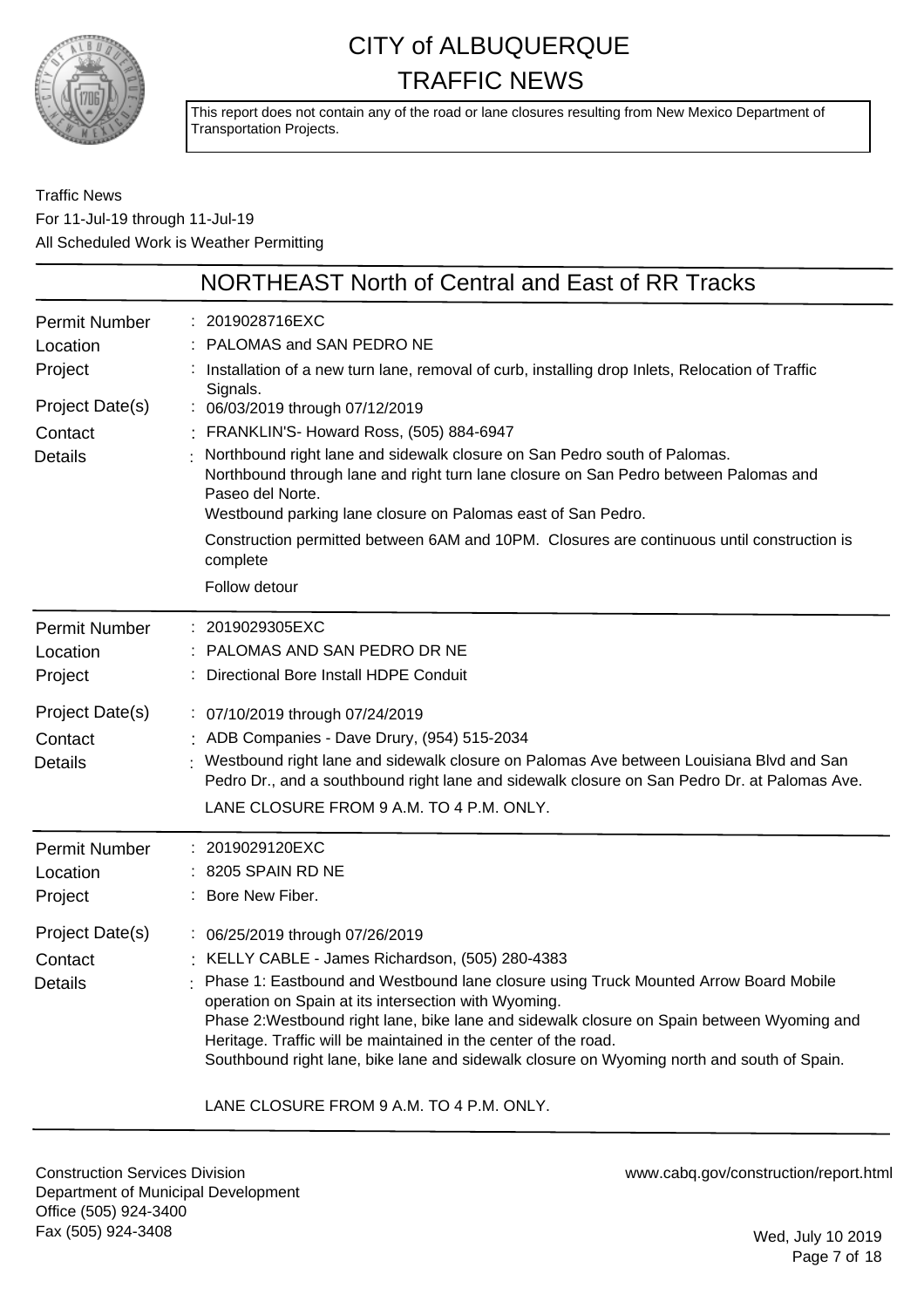# CITY of ALBUQUERQUE
# TRAFFIC NEWS

This report does not contain any of the road or lane closures resulting from New Mexico Department of Transportation Projects.

Traffic News
For 11-Jul-19 through 11-Jul-19
All Scheduled Work is Weather Permitting

## NORTHEAST North of Central and East of RR Tracks

| | |
|---|---|
| Permit Number | 2019028716EXC |
| Location | PALOMAS and SAN PEDRO NE |
| Project | Installation of a new turn lane, removal of curb, installing drop Inlets, Relocation of Traffic Signals. |
| Project Date(s) | 06/03/2019 through 07/12/2019 |
| Contact | FRANKLIN'S- Howard Ross, (505) 884-6947 |
| Details | Northbound right lane and sidewalk closure on San Pedro south of Palomas.<br>Northbound through lane and right turn lane closure on San Pedro between Palomas and Paseo del Norte.<br>Westbound parking lane closure on Palomas east of San Pedro.<br>Construction permitted between 6AM and 10PM. Closures are continuous until construction is complete<br>Follow detour |

| | |
|---|---|
| Permit Number | 2019029305EXC |
| Location | PALOMAS AND SAN PEDRO DR NE |
| Project | Directional Bore Install HDPE Conduit |
| Project Date(s) | 07/10/2019 through 07/24/2019 |
| Contact | ADB Companies - Dave Drury, (954) 515-2034 |
| Details | Westbound right lane and sidewalk closure on Palomas Ave between Louisiana Blvd and San Pedro Dr., and a southbound right lane and sidewalk closure on San Pedro Dr. at Palomas Ave.<br>LANE CLOSURE FROM 9 A.M. TO 4 P.M. ONLY. |

| | |
|---|---|
| Permit Number | 2019029120EXC |
| Location | 8205 SPAIN RD NE |
| Project | Bore New Fiber. |
| Project Date(s) | 06/25/2019 through 07/26/2019 |
| Contact | KELLY CABLE - James Richardson, (505) 280-4383 |
| Details | Phase 1: Eastbound and Westbound lane closure using Truck Mounted Arrow Board Mobile operation on Spain at its intersection with Wyoming.<br>Phase 2:Westbound right lane, bike lane and sidewalk closure on Spain between Wyoming and Heritage. Traffic will be maintained in the center of the road.<br>Southbound right lane, bike lane and sidewalk closure on Wyoming north and south of Spain.<br>LANE CLOSURE FROM 9 A.M. TO 4 P.M. ONLY. |

Construction Services Division
Department of Municipal Development
Office (505) 924-3400
Fax (505) 924-3408

www.cabq.gov/construction/report.html

Wed, July 10 2019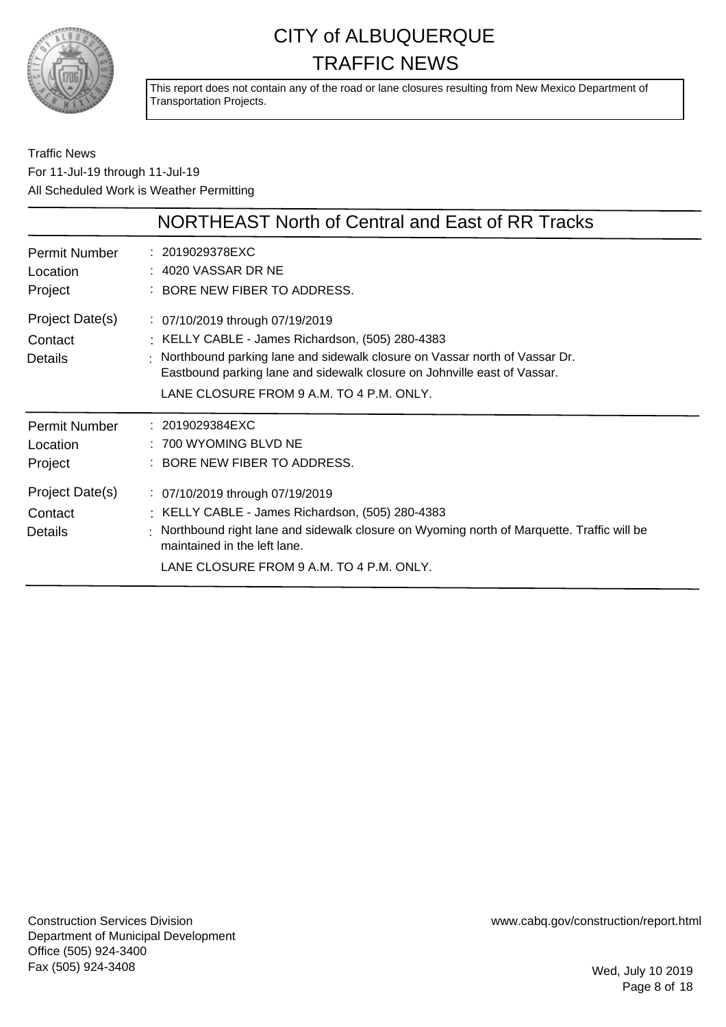# CITY of ALBUQUERQUE TRAFFIC NEWS

This report does not contain any of the road or lane closures resulting from New Mexico Department of Transportation Projects.

Traffic News
For 11-Jul-19 through 11-Jul-19
All Scheduled Work is Weather Permitting

## NORTHEAST North of Central and East of RR Tracks

| | |
|---|---|
| Permit Number | 2019029378EXC |
| Location | 4020 VASSAR DR NE |
| Project | BORE NEW FIBER TO ADDRESS. |
| Project Date(s) | 07/10/2019 through 07/19/2019 |
| Contact | KELLY CABLE - James Richardson, (505) 280-4383 |
| Details | Northbound parking lane and sidewalk closure on Vassar north of Vassar Dr. Eastbound parking lane and sidewalk closure on Johnville east of Vassar. LANE CLOSURE FROM 9 A.M. TO 4 P.M. ONLY. |

| | |
|---|---|
| Permit Number | 2019029384EXC |
| Location | 700 WYOMING BLVD NE |
| Project | BORE NEW FIBER TO ADDRESS. |
| Project Date(s) | 07/10/2019 through 07/19/2019 |
| Contact | KELLY CABLE - James Richardson, (505) 280-4383 |
| Details | Northbound right lane and sidewalk closure on Wyoming north of Marquette. Traffic will be maintained in the left lane. LANE CLOSURE FROM 9 A.M. TO 4 P.M. ONLY. |

Construction Services Division
Department of Municipal Development
Office (505) 924-3400
Fax (505) 924-3408

www.cabq.gov/construction/report.html

Wed, July 10 2019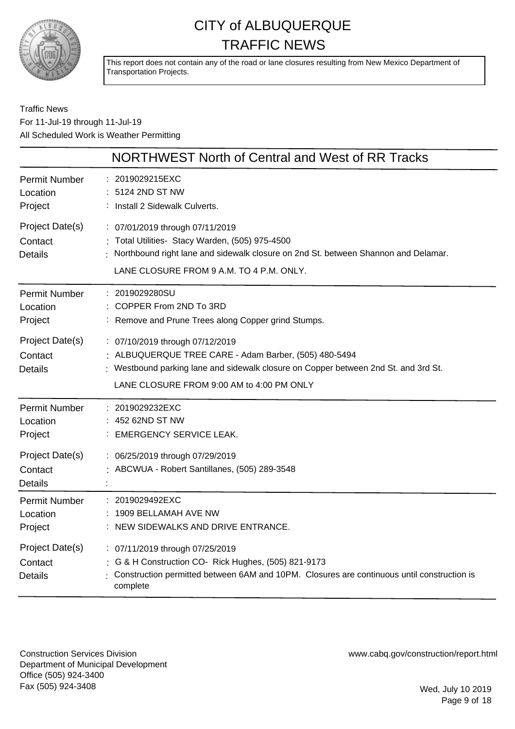# CITY of ALBUQUERQUE TRAFFIC NEWS

This report does not contain any of the road or lane closures resulting from New Mexico Department of Transportation Projects.

Traffic News
For 11-Jul-19 through 11-Jul-19
All Scheduled Work is Weather Permitting

## NORTHWEST North of Central and West of RR Tracks

| | |
|---|---|
| Permit Number | : 2019029215EXC |
| Location | : 5124 2ND ST NW |
| Project | : Install 2 Sidewalk Culverts. |
| Project Date(s) | : 07/01/2019 through 07/11/2019 |
| Contact | : Total Utilities- Stacy Warden, (505) 975-4500 |
| Details | : Northbound right lane and sidewalk closure on 2nd St. between Shannon and Delamar. LANE CLOSURE FROM 9 A.M. TO 4 P.M. ONLY. |

| | |
|---|---|
| Permit Number | : 2019029280SU |
| Location | : COPPER From 2ND To 3RD |
| Project | : Remove and Prune Trees along Copper grind Stumps. |
| Project Date(s) | : 07/10/2019 through 07/12/2019 |
| Contact | : ALBUQUERQUE TREE CARE - Adam Barber, (505) 480-5494 |
| Details | : Westbound parking lane and sidewalk closure on Copper between 2nd St. and 3rd St. LANE CLOSURE FROM 9:00 AM to 4:00 PM ONLY |

| | |
|---|---|
| Permit Number | : 2019029232EXC |
| Location | : 452 62ND ST NW |
| Project | : EMERGENCY SERVICE LEAK. |
| Project Date(s) | : 06/25/2019 through 07/29/2019 |
| Contact | : ABCWUA - Robert Santillanes, (505) 289-3548 |
| Details | : |

| | |
|---|---|
| Permit Number | : 2019029492EXC |
| Location | : 1909 BELLAMAH AVE NW |
| Project | : NEW SIDEWALKS AND DRIVE ENTRANCE. |
| Project Date(s) | : 07/11/2019 through 07/25/2019 |
| Contact | : G & H Construction CO- Rick Hughes, (505) 821-9173 |
| Details | : Construction permitted between 6AM and 10PM. Closures are continuous until construction is complete |

Construction Services Division
Department of Municipal Development
Office (505) 924-3400
Fax (505) 924-3408

www.cabq.gov/construction/report.html

Wed, July 10 2019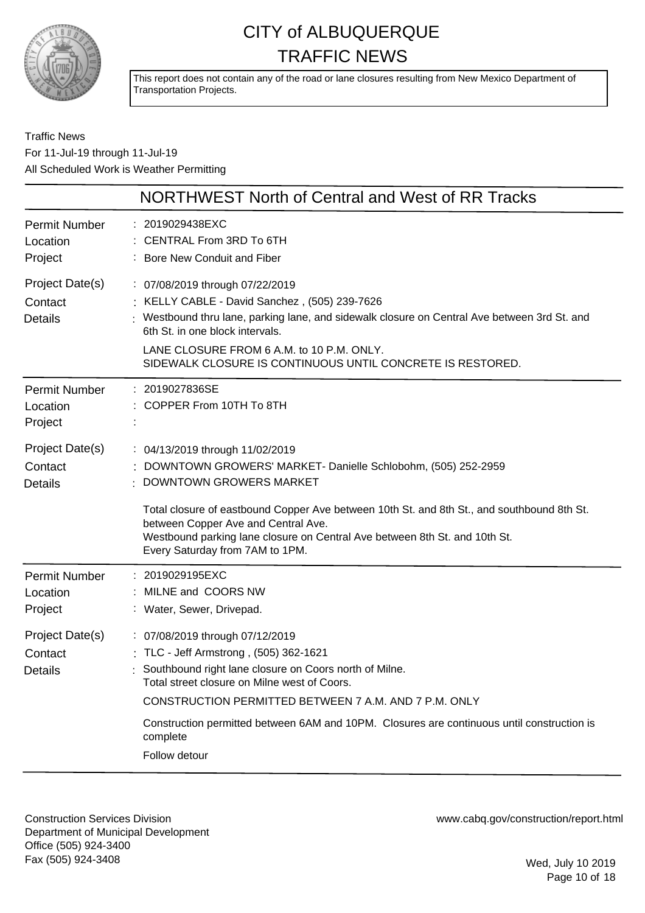# CITY of ALBUQUERQUE
# TRAFFIC NEWS

This report does not contain any of the road or lane closures resulting from New Mexico Department of Transportation Projects.

Traffic News
For 11-Jul-19 through 11-Jul-19
All Scheduled Work is Weather Permitting

## NORTHWEST North of Central and West of RR Tracks

| | |
|---|---|
| Permit Number | : 2019029438EXC |
| Location | : CENTRAL From 3RD To 6TH |
| Project | : Bore New Conduit and Fiber |
| Project Date(s) | : 07/08/2019 through 07/22/2019 |
| Contact | : KELLY CABLE - David Sanchez , (505) 239-7626 |
| Details | : Westbound thru lane, parking lane, and sidewalk closure on Central Ave between 3rd St. and 6th St. in one block intervals.<br><br>LANE CLOSURE FROM 6 A.M. to 10 P.M. ONLY.<br>SIDEWALK CLOSURE IS CONTINUOUS UNTIL CONCRETE IS RESTORED. |

| | |
|---|---|
| Permit Number | : 2019027836SE |
| Location | : COPPER From 10TH To 8TH |
| Project | : |
| Project Date(s) | : 04/13/2019 through 11/02/2019 |
| Contact | : DOWNTOWN GROWERS' MARKET- Danielle Schlobohm, (505) 252-2959 |
| Details | : DOWNTOWN GROWERS MARKET<br><br>Total closure of eastbound Copper Ave between 10th St. and 8th St., and southbound 8th St. between Copper Ave and Central Ave.<br>Westbound parking lane closure on Central Ave between 8th St. and 10th St.<br>Every Saturday from 7AM to 1PM. |

| | |
|---|---|
| Permit Number | : 2019029195EXC |
| Location | : MILNE and COORS NW |
| Project | : Water, Sewer, Drivepad. |
| Project Date(s) | : 07/08/2019 through 07/12/2019 |
| Contact | : TLC - Jeff Armstrong , (505) 362-1621 |
| Details | : Southbound right lane closure on Coors north of Milne.<br>Total street closure on Milne west of Coors.<br><br>CONSTRUCTION PERMITTED BETWEEN 7 A.M. AND 7 P.M. ONLY<br><br>Construction permitted between 6AM and 10PM. Closures are continuous until construction is complete<br><br>Follow detour |

Construction Services Division
Department of Municipal Development
Office (505) 924-3400
Fax (505) 924-3408

www.cabq.gov/construction/report.html

Wed, July 10 2019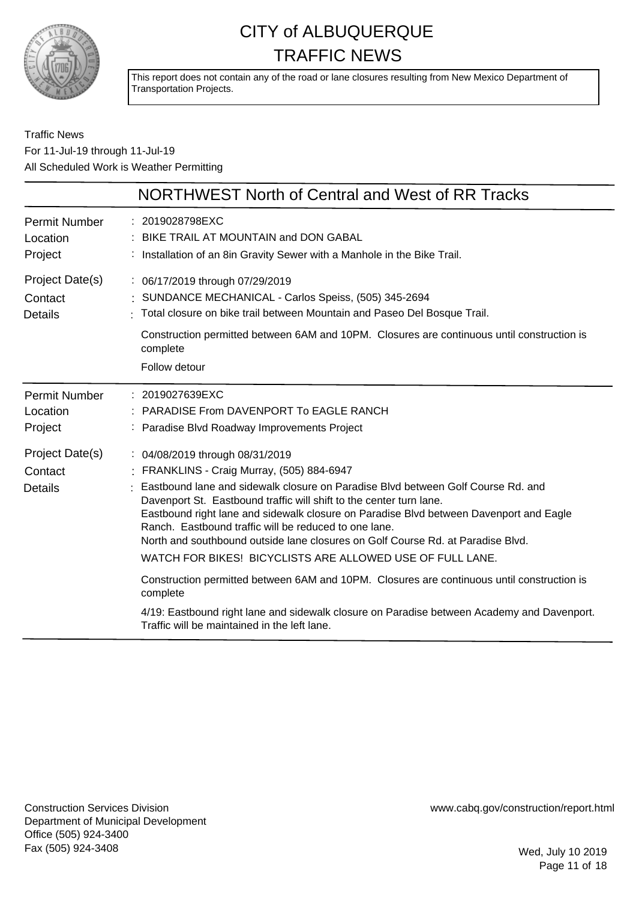# CITY of ALBUQUERQUE TRAFFIC NEWS

This report does not contain any of the road or lane closures resulting from New Mexico Department of Transportation Projects.

Traffic News
For 11-Jul-19 through 11-Jul-19
All Scheduled Work is Weather Permitting

## NORTHWEST North of Central and West of RR Tracks

| | |
|---|---|
| Permit Number | : 2019028798EXC |
| Location | : BIKE TRAIL AT MOUNTAIN and DON GABAL |
| Project | : Installation of an 8in Gravity Sewer with a Manhole in the Bike Trail. |
| Project Date(s) | : 06/17/2019 through 07/29/2019 |
| Contact | : SUNDANCE MECHANICAL - Carlos Speiss, (505) 345-2694 |
| Details | : Total closure on bike trail between Mountain and Paseo Del Bosque Trail.<br><br>Construction permitted between 6AM and 10PM. Closures are continuous until construction is complete<br><br>Follow detour |

| | |
|---|---|
| Permit Number | : 2019027639EXC |
| Location | : PARADISE From DAVENPORT To EAGLE RANCH |
| Project | : Paradise Blvd Roadway Improvements Project |
| Project Date(s) | : 04/08/2019 through 08/31/2019 |
| Contact | : FRANKLINS - Craig Murray, (505) 884-6947 |
| Details | : Eastbound lane and sidewalk closure on Paradise Blvd between Golf Course Rd. and Davenport St. Eastbound traffic will shift to the center turn lane.<br>Eastbound right lane and sidewalk closure on Paradise Blvd between Davenport and Eagle Ranch. Eastbound traffic will be reduced to one lane.<br>North and southbound outside lane closures on Golf Course Rd. at Paradise Blvd.<br>WATCH FOR BIKES! BICYCLISTS ARE ALLOWED USE OF FULL LANE.<br><br>Construction permitted between 6AM and 10PM. Closures are continuous until construction is complete<br><br>4/19: Eastbound right lane and sidewalk closure on Paradise between Academy and Davenport. Traffic will be maintained in the left lane. |

Construction Services Division
Department of Municipal Development
Office (505) 924-3400
Fax (505) 924-3408

www.cabq.gov/construction/report.html

Wed, July 10 2019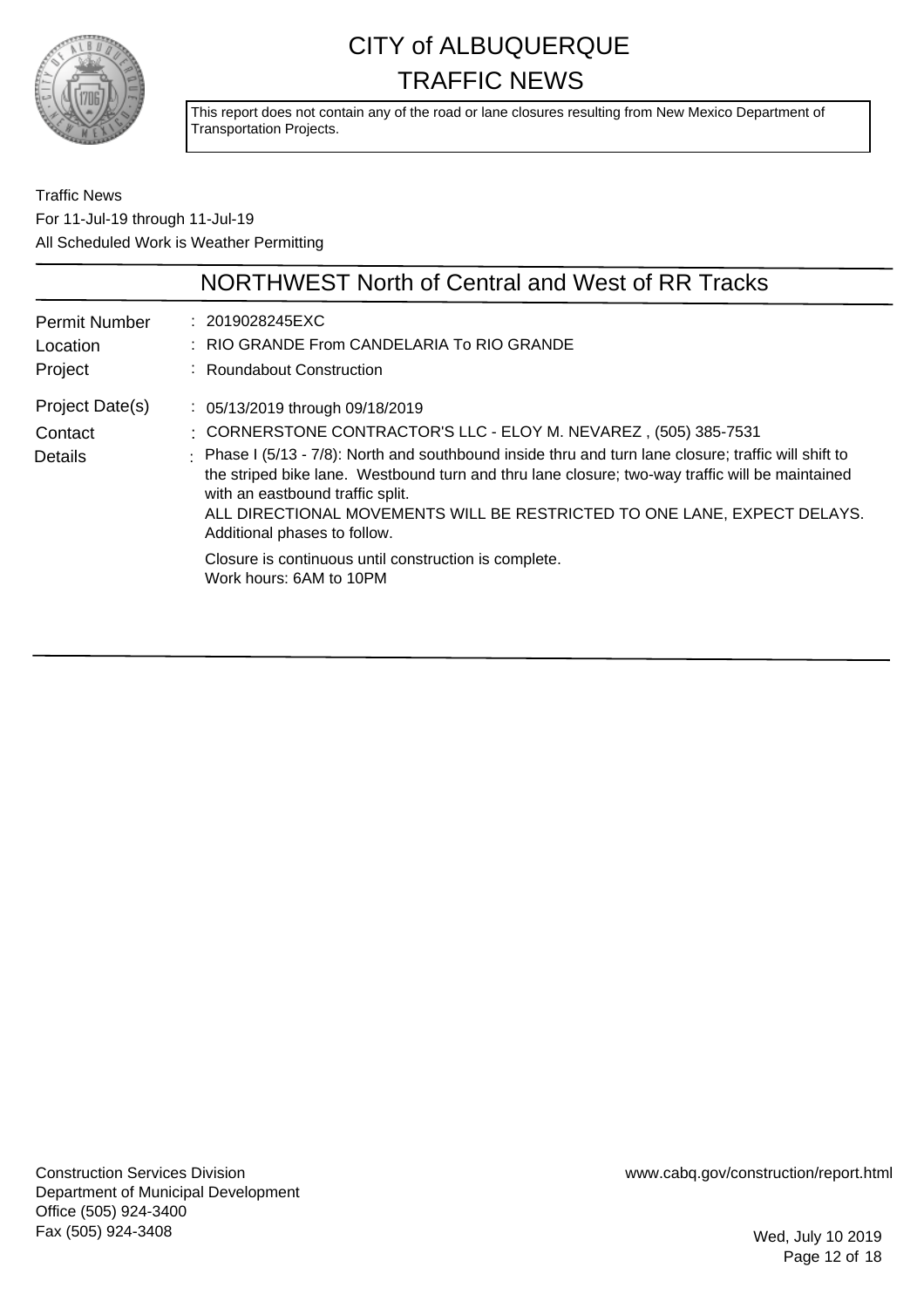# CITY of ALBUQUERQUE TRAFFIC NEWS

This report does not contain any of the road or lane closures resulting from New Mexico Department of Transportation Projects.

Traffic News
For 11-Jul-19 through 11-Jul-19
All Scheduled Work is Weather Permitting

## NORTHWEST North of Central and West of RR Tracks

| | |
|---|---|
| Permit Number | : 2019028245EXC |
| Location | : RIO GRANDE From CANDELARIA To RIO GRANDE |
| Project | : Roundabout Construction |
| Project Date(s) | : 05/13/2019 through 09/18/2019 |
| Contact | : CORNERSTONE CONTRACTOR'S LLC - ELOY M. NEVAREZ , (505) 385-7531 |
| Details | : Phase I (5/13 - 7/8): North and southbound inside thru and turn lane closure; traffic will shift to the striped bike lane. Westbound turn and thru lane closure; two-way traffic will be maintained with an eastbound traffic split. ALL DIRECTIONAL MOVEMENTS WILL BE RESTRICTED TO ONE LANE, EXPECT DELAYS. Additional phases to follow. Closure is continuous until construction is complete. Work hours: 6AM to 10PM |

Construction Services Division
Department of Municipal Development
Office (505) 924-3400
Fax (505) 924-3408

www.cabq.gov/construction/report.html

Wed, July 10 2019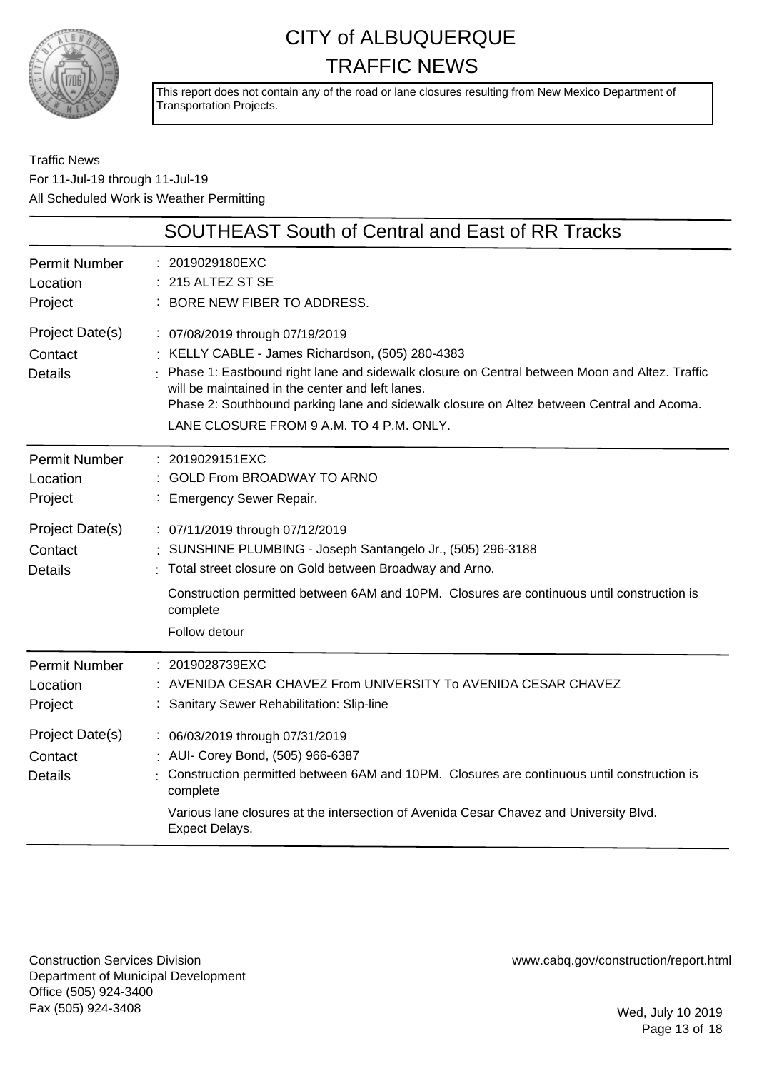# CITY of ALBUQUERQUE TRAFFIC NEWS

This report does not contain any of the road or lane closures resulting from New Mexico Department of Transportation Projects.

Traffic News
For 11-Jul-19 through 11-Jul-19
All Scheduled Work is Weather Permitting

## SOUTHEAST South of Central and East of RR Tracks

| | |
|---|---|
| Permit Number | 2019029180EXC |
| Location | 215 ALTEZ ST SE |
| Project | BORE NEW FIBER TO ADDRESS. |
| Project Date(s) | 07/08/2019 through 07/19/2019 |
| Contact | KELLY CABLE - James Richardson, (505) 280-4383 |
| Details | Phase 1: Eastbound right lane and sidewalk closure on Central between Moon and Altez. Traffic will be maintained in the center and left lanes.<br>Phase 2: Southbound parking lane and sidewalk closure on Altez between Central and Acoma.<br>LANE CLOSURE FROM 9 A.M. TO 4 P.M. ONLY. |

| | |
|---|---|
| Permit Number | 2019029151EXC |
| Location | GOLD From BROADWAY TO ARNO |
| Project | Emergency Sewer Repair. |
| Project Date(s) | 07/11/2019 through 07/12/2019 |
| Contact | SUNSHINE PLUMBING - Joseph Santangelo Jr., (505) 296-3188 |
| Details | Total street closure on Gold between Broadway and Arno.<br>Construction permitted between 6AM and 10PM. Closures are continuous until construction is complete<br>Follow detour |

| | |
|---|---|
| Permit Number | 2019028739EXC |
| Location | AVENIDA CESAR CHAVEZ From UNIVERSITY To AVENIDA CESAR CHAVEZ |
| Project | Sanitary Sewer Rehabilitation: Slip-line |
| Project Date(s) | 06/03/2019 through 07/31/2019 |
| Contact | AUI- Corey Bond, (505) 966-6387 |
| Details | Construction permitted between 6AM and 10PM. Closures are continuous until construction is complete<br>Various lane closures at the intersection of Avenida Cesar Chavez and University Blvd. Expect Delays. |

Construction Services Division
Department of Municipal Development
Office (505) 924-3400
Fax (505) 924-3408

www.cabq.gov/construction/report.html

Wed, July 10 2019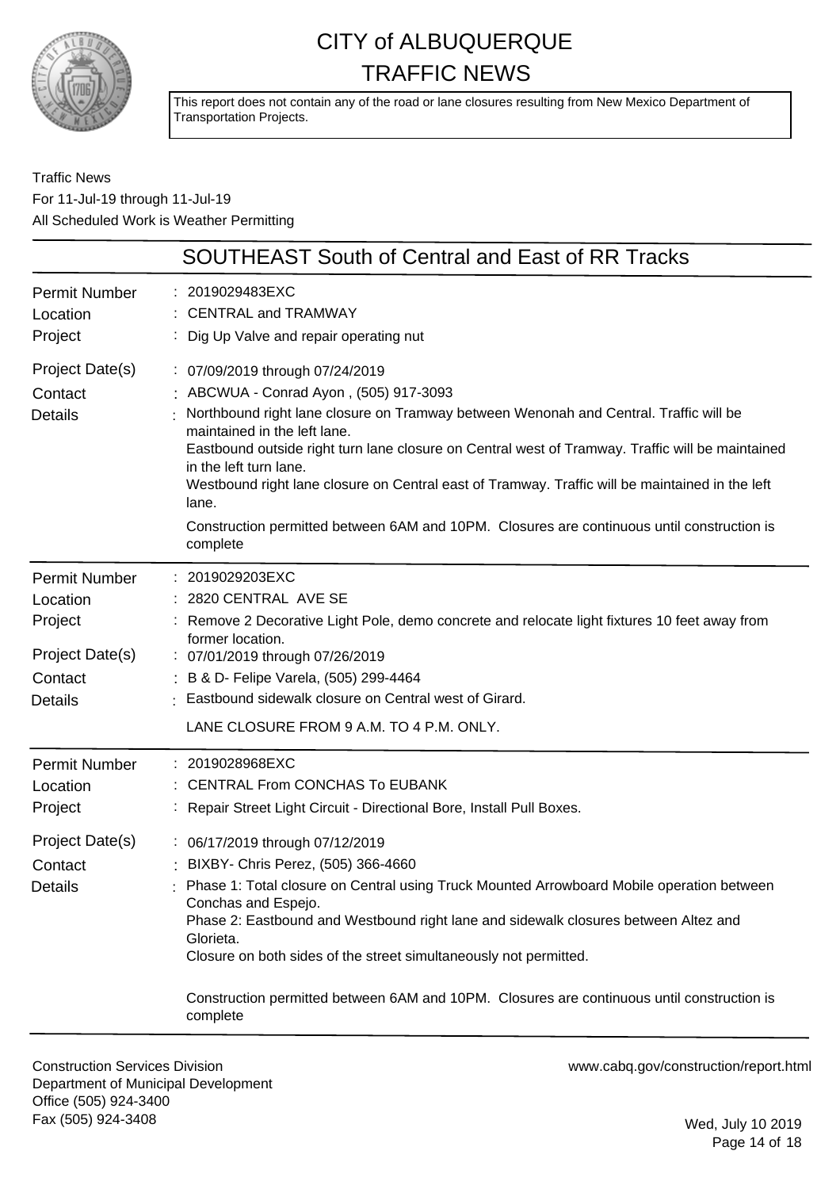# CITY of ALBUQUERQUE
# TRAFFIC NEWS

This report does not contain any of the road or lane closures resulting from New Mexico Department of Transportation Projects.

Traffic News
For 11-Jul-19 through 11-Jul-19
All Scheduled Work is Weather Permitting

## SOUTHEAST South of Central and East of RR Tracks

| | |
|---|---|
| Permit Number | 2019029483EXC |
| Location | CENTRAL and TRAMWAY |
| Project | Dig Up Valve and repair operating nut |
| Project Date(s) | 07/09/2019 through 07/24/2019 |
| Contact | ABCWUA - Conrad Ayon , (505) 917-3093 |
| Details | Northbound right lane closure on Tramway between Wenonah and Central. Traffic will be maintained in the left lane.<br>Eastbound outside right turn lane closure on Central west of Tramway. Traffic will be maintained in the left turn lane.<br>Westbound right lane closure on Central east of Tramway. Traffic will be maintained in the left lane.<br>Construction permitted between 6AM and 10PM. Closures are continuous until construction is complete |

| | |
|---|---|
| Permit Number | 2019029203EXC |
| Location | 2820 CENTRAL AVE SE |
| Project | Remove 2 Decorative Light Pole, demo concrete and relocate light fixtures 10 feet away from former location. |
| Project Date(s) | 07/01/2019 through 07/26/2019 |
| Contact | B & D- Felipe Varela, (505) 299-4464 |
| Details | Eastbound sidewalk closure on Central west of Girard.<br>LANE CLOSURE FROM 9 A.M. TO 4 P.M. ONLY. |

| | |
|---|---|
| Permit Number | 2019028968EXC |
| Location | CENTRAL From CONCHAS To EUBANK |
| Project | Repair Street Light Circuit - Directional Bore, Install Pull Boxes. |
| Project Date(s) | 06/17/2019 through 07/12/2019 |
| Contact | BIXBY- Chris Perez, (505) 366-4660 |
| Details | Phase 1: Total closure on Central using Truck Mounted Arrowboard Mobile operation between Conchas and Espejo.<br>Phase 2: Eastbound and Westbound right lane and sidewalk closures between Altez and Glorieta.<br>Closure on both sides of the street simultaneously not permitted.<br>Construction permitted between 6AM and 10PM. Closures are continuous until construction is complete |

Construction Services Division
Department of Municipal Development
Office (505) 924-3400
Fax (505) 924-3408

www.cabq.gov/construction/report.html

Wed, July 10 2019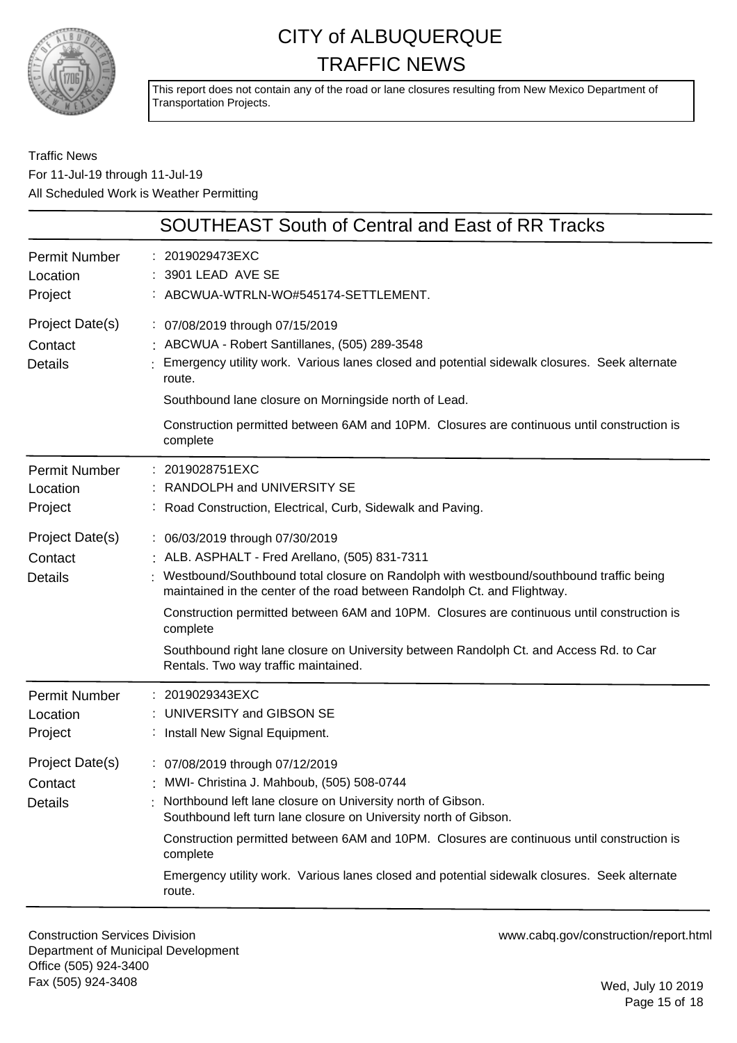# CITY of ALBUQUERQUE TRAFFIC NEWS

This report does not contain any of the road or lane closures resulting from New Mexico Department of Transportation Projects.

Traffic News
For 11-Jul-19 through 11-Jul-19
All Scheduled Work is Weather Permitting

## SOUTHEAST South of Central and East of RR Tracks

| | |
|---|---|
| Permit Number | 2019029473EXC |
| Location | 3901 LEAD AVE SE |
| Project | ABCWUA-WTRLN-WO#545174-SETTLEMENT. |
| Project Date(s) | 07/08/2019 through 07/15/2019 |
| Contact | ABCWUA - Robert Santillanes, (505) 289-3548 |
| Details | Emergency utility work. Various lanes closed and potential sidewalk closures. Seek alternate route.<br><br>Southbound lane closure on Morningside north of Lead.<br><br>Construction permitted between 6AM and 10PM. Closures are continuous until construction is complete |

| | |
|---|---|
| Permit Number | 2019028751EXC |
| Location | RANDOLPH and UNIVERSITY SE |
| Project | Road Construction, Electrical, Curb, Sidewalk and Paving. |
| Project Date(s) | 06/03/2019 through 07/30/2019 |
| Contact | ALB. ASPHALT - Fred Arellano, (505) 831-7311 |
| Details | Westbound/Southbound total closure on Randolph with westbound/southbound traffic being maintained in the center of the road between Randolph Ct. and Flightway.<br><br>Construction permitted between 6AM and 10PM. Closures are continuous until construction is complete<br><br>Southbound right lane closure on University between Randolph Ct. and Access Rd. to Car Rentals. Two way traffic maintained. |

| | |
|---|---|
| Permit Number | 2019029343EXC |
| Location | UNIVERSITY and GIBSON SE |
| Project | Install New Signal Equipment. |
| Project Date(s) | 07/08/2019 through 07/12/2019 |
| Contact | MWI- Christina J. Mahboub, (505) 508-0744 |
| Details | Northbound left lane closure on University north of Gibson.<br>Southbound left turn lane closure on University north of Gibson.<br><br>Construction permitted between 6AM and 10PM. Closures are continuous until construction is complete<br><br>Emergency utility work. Various lanes closed and potential sidewalk closures. Seek alternate route. |

Construction Services Division
Department of Municipal Development
Office (505) 924-3400
Fax (505) 924-3408

www.cabq.gov/construction/report.html

Wed, July 10 2019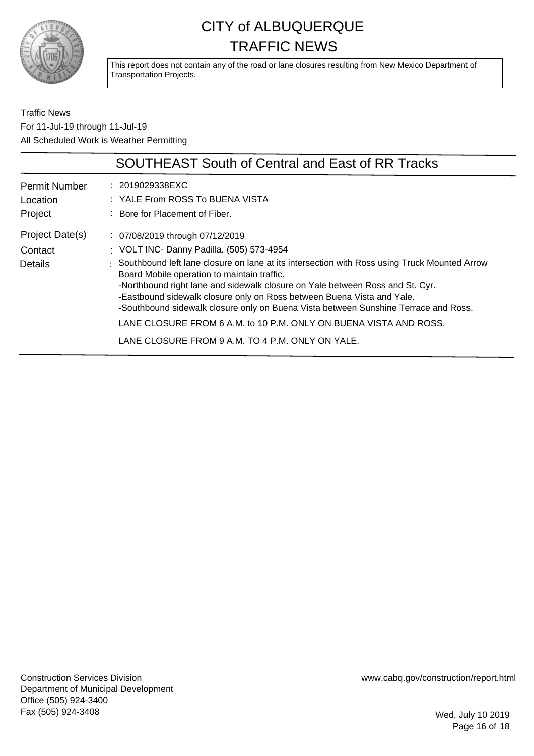# CITY of ALBUQUERQUE TRAFFIC NEWS

This report does not contain any of the road or lane closures resulting from New Mexico Department of Transportation Projects.

Traffic News
For 11-Jul-19 through 11-Jul-19
All Scheduled Work is Weather Permitting

## SOUTHEAST South of Central and East of RR Tracks

| | |
|---|---|
| Permit Number | : 2019029338EXC |
| Location | : YALE From ROSS To BUENA VISTA |
| Project | : Bore for Placement of Fiber. |
| Project Date(s) | : 07/08/2019 through 07/12/2019 |
| Contact | : VOLT INC- Danny Padilla, (505) 573-4954 |
| Details | : Southbound left lane closure on lane at its intersection with Ross using Truck Mounted Arrow Board Mobile operation to maintain traffic.<br>-Northbound right lane and sidewalk closure on Yale between Ross and St. Cyr.<br>-Eastbound sidewalk closure only on Ross between Buena Vista and Yale.<br>-Southbound sidewalk closure only on Buena Vista between Sunshine Terrace and Ross.<br>LANE CLOSURE FROM 6 A.M. to 10 P.M. ONLY ON BUENA VISTA AND ROSS.<br>LANE CLOSURE FROM 9 A.M. TO 4 P.M. ONLY ON YALE. |

Construction Services Division
Department of Municipal Development
Office (505) 924-3400
Fax (505) 924-3408

www.cabq.gov/construction/report.html

Wed, July 10 2019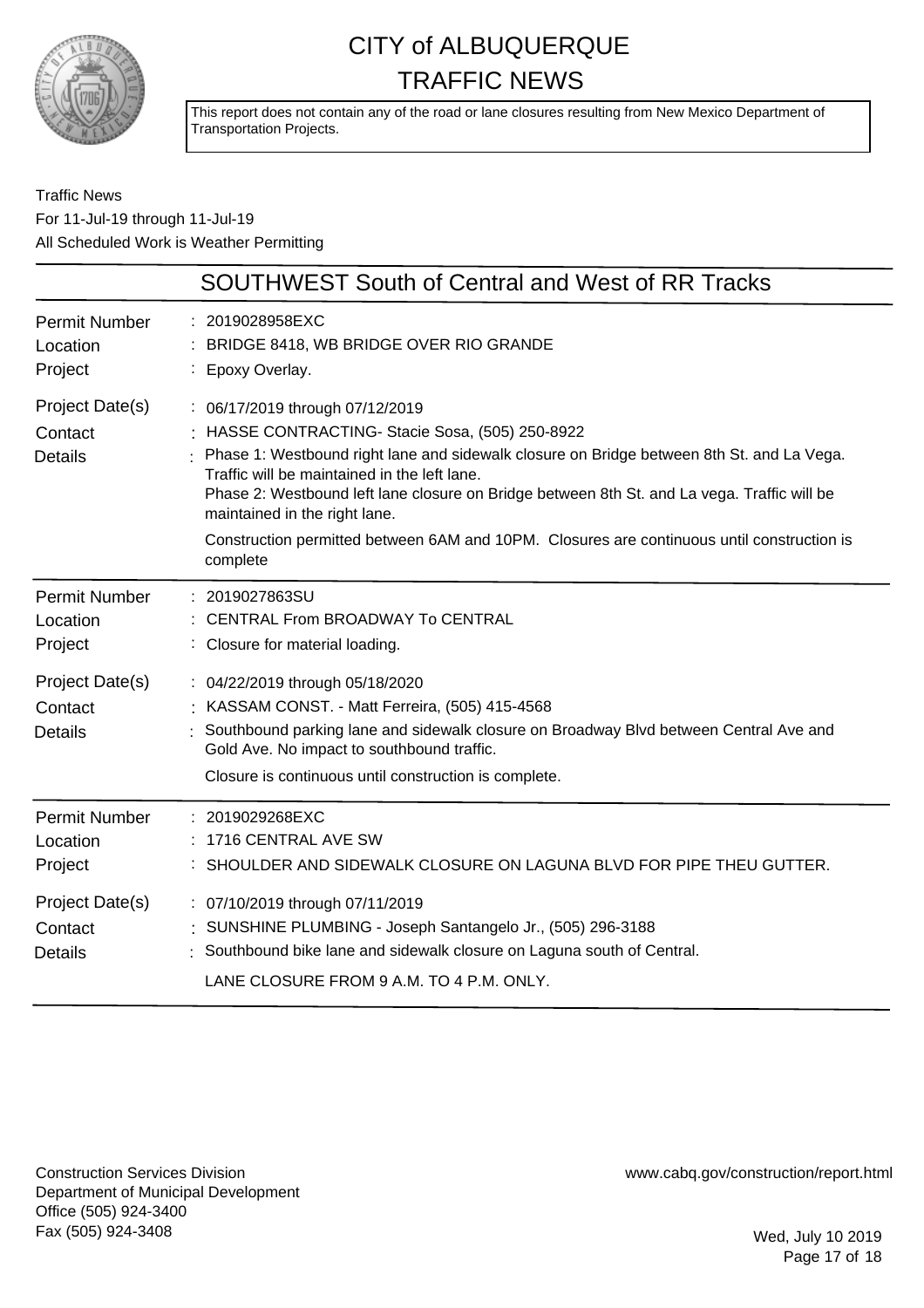# CITY of ALBUQUERQUE TRAFFIC NEWS

This report does not contain any of the road or lane closures resulting from New Mexico Department of Transportation Projects.

Traffic News
For 11-Jul-19 through 11-Jul-19
All Scheduled Work is Weather Permitting

## SOUTHWEST South of Central and West of RR Tracks

| | |
|---|---|
| Permit Number | 2019028958EXC |
| Location | BRIDGE 8418, WB BRIDGE OVER RIO GRANDE |
| Project | Epoxy Overlay. |
| Project Date(s) | 06/17/2019 through 07/12/2019 |
| Contact | HASSE CONTRACTING- Stacie Sosa, (505) 250-8922 |
| Details | Phase 1: Westbound right lane and sidewalk closure on Bridge between 8th St. and La Vega. Traffic will be maintained in the left lane.<br>Phase 2: Westbound left lane closure on Bridge between 8th St. and La vega. Traffic will be maintained in the right lane.<br>Construction permitted between 6AM and 10PM. Closures are continuous until construction is complete |

| | |
|---|---|
| Permit Number | 2019027863SU |
| Location | CENTRAL From BROADWAY To CENTRAL |
| Project | Closure for material loading. |
| Project Date(s) | 04/22/2019 through 05/18/2020 |
| Contact | KASSAM CONST. - Matt Ferreira, (505) 415-4568 |
| Details | Southbound parking lane and sidewalk closure on Broadway Blvd between Central Ave and Gold Ave. No impact to southbound traffic.<br>Closure is continuous until construction is complete. |

| | |
|---|---|
| Permit Number | 2019029268EXC |
| Location | 1716 CENTRAL AVE SW |
| Project | SHOULDER AND SIDEWALK CLOSURE ON LAGUNA BLVD FOR PIPE THEU GUTTER. |
| Project Date(s) | 07/10/2019 through 07/11/2019 |
| Contact | SUNSHINE PLUMBING - Joseph Santangelo Jr., (505) 296-3188 |
| Details | Southbound bike lane and sidewalk closure on Laguna south of Central.<br>LANE CLOSURE FROM 9 A.M. TO 4 P.M. ONLY. |

Construction Services Division
Department of Municipal Development
Office (505) 924-3400
Fax (505) 924-3408

www.cabq.gov/construction/report.html

Wed, July 10 2019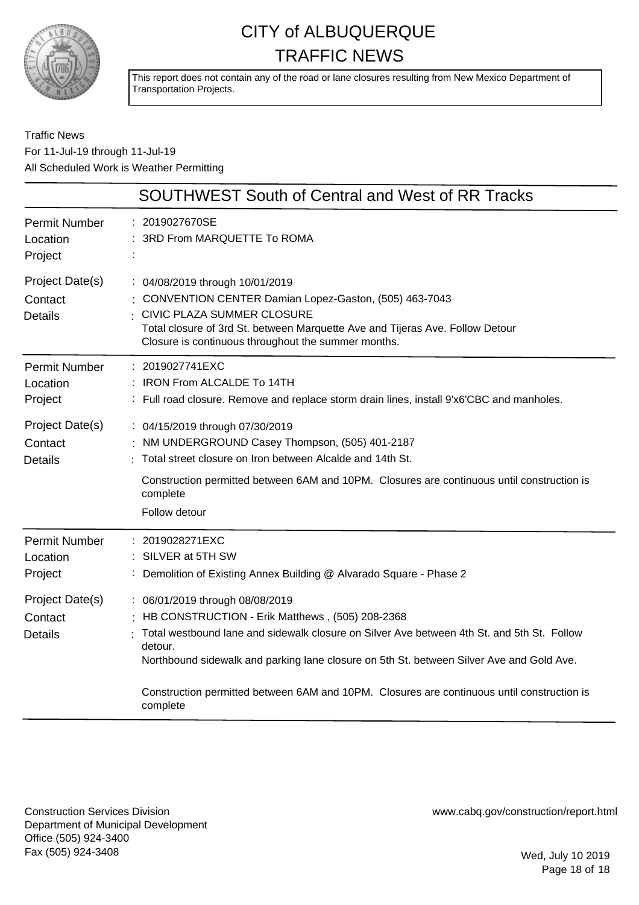# CITY of ALBUQUERQUE
# TRAFFIC NEWS

This report does not contain any of the road or lane closures resulting from New Mexico Department of Transportation Projects.

Traffic News
For 11-Jul-19 through 11-Jul-19
All Scheduled Work is Weather Permitting

## SOUTHWEST South of Central and West of RR Tracks

| | |
|---|---|
| Permit Number | : 2019027670SE |
| Location | : 3RD From MARQUETTE To ROMA |
| Project | : |
| Project Date(s) | : 04/08/2019 through 10/01/2019 |
| Contact | : CONVENTION CENTER Damian Lopez-Gaston, (505) 463-7043 |
| Details | : CIVIC PLAZA SUMMER CLOSURE<br>Total closure of 3rd St. between Marquette Ave and Tijeras Ave. Follow Detour<br>Closure is continuous throughout the summer months. |

| | |
|---|---|
| Permit Number | : 2019027741EXC |
| Location | : IRON From ALCALDE To 14TH |
| Project | : Full road closure. Remove and replace storm drain lines, install 9'x6'CBC and manholes. |
| Project Date(s) | : 04/15/2019 through 07/30/2019 |
| Contact | : NM UNDERGROUND Casey Thompson, (505) 401-2187 |
| Details | : Total street closure on Iron between Alcalde and 14th St.<br>Construction permitted between 6AM and 10PM. Closures are continuous until construction is complete<br>Follow detour |

| | |
|---|---|
| Permit Number | : 2019028271EXC |
| Location | : SILVER at 5TH SW |
| Project | : Demolition of Existing Annex Building @ Alvarado Square - Phase 2 |
| Project Date(s) | : 06/01/2019 through 08/08/2019 |
| Contact | : HB CONSTRUCTION - Erik Matthews , (505) 208-2368 |
| Details | : Total westbound lane and sidewalk closure on Silver Ave between 4th St. and 5th St. Follow detour.<br>Northbound sidewalk and parking lane closure on 5th St. between Silver Ave and Gold Ave.<br>Construction permitted between 6AM and 10PM. Closures are continuous until construction is complete |

Construction Services Division
Department of Municipal Development
Office (505) 924-3400
Fax (505) 924-3408

www.cabq.gov/construction/report.html

Wed, July 10 2019